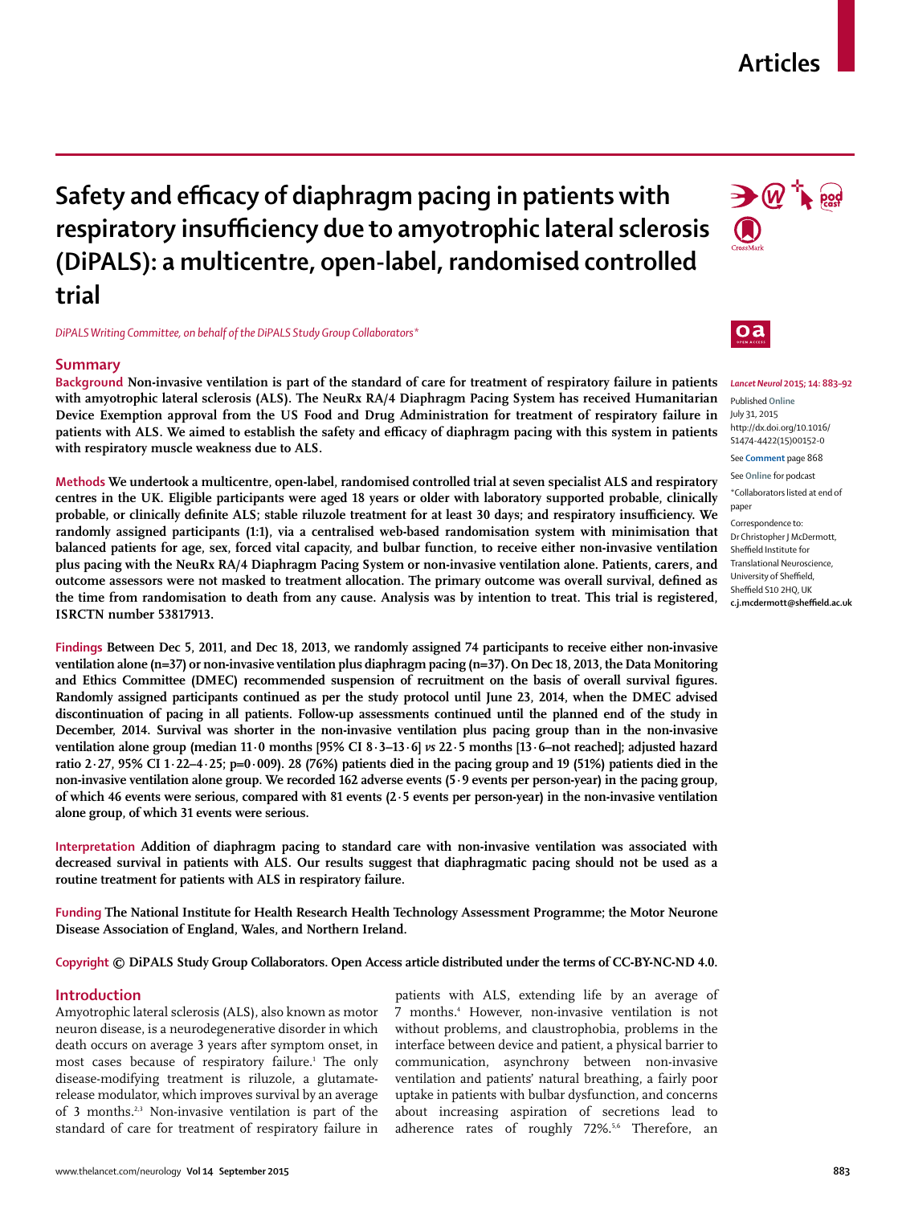# Safety and efficacy of diaphragm pacing in patients with respiratory insufficiency due to amyotrophic lateral sclerosis (DiPALS): a multicentre, open-label, randomised controlled trial

*DiPALS Writing Committee, on behalf of the DiPALS Study Group Collaborators\**

*Lancet Neurol* 2015; 14: 883–92

Published Online July 31, 2015 http://dx.doi.org/10.1016/S1474-4422(15)00152-0

See **Comment** page 868

See **Online** for podcast

\*Collaborators listed at end of paper

Correspondence to: Dr Christopher J McDermott, Sheffield Institute for Translational Neuroscience, University of Sheffield, Sheffield S10 2HQ, UK **c.j.mcdermott@sheffield.ac.uk**

## Summary

**Background** **Non-invasive ventilation is part of the standard of care for treatment of respiratory failure in patients with amyotrophic lateral sclerosis (ALS). The NeuRx RA/4 Diaphragm Pacing System has received Humanitarian Device Exemption approval from the US Food and Drug Administration for treatment of respiratory failure in patients with ALS. We aimed to establish the safety and efficacy of diaphragm pacing with this system in patients with respiratory muscle weakness due to ALS.**

**Methods** **We undertook a multicentre, open-label, randomised controlled trial at seven specialist ALS and respiratory centres in the UK. Eligible participants were aged 18 years or older with laboratory supported probable, clinically probable, or clinically definite ALS; stable riluzole treatment for at least 30 days; and respiratory insufficiency. We randomly assigned participants (1:1), via a centralised web-based randomisation system with minimisation that balanced patients for age, sex, forced vital capacity, and bulbar function, to receive either non-invasive ventilation plus pacing with the NeuRx RA/4 Diaphragm Pacing System or non-invasive ventilation alone. Patients, carers, and outcome assessors were not masked to treatment allocation. The primary outcome was overall survival, defined as the time from randomisation to death from any cause. Analysis was by intention to treat. This trial is registered, ISRCTN number 53817913.**

**Findings** **Between Dec 5, 2011, and Dec 18, 2013, we randomly assigned 74 participants to receive either non-invasive ventilation alone (n=37) or non-invasive ventilation plus diaphragm pacing (n=37). On Dec 18, 2013, the Data Monitoring and Ethics Committee (DMEC) recommended suspension of recruitment on the basis of overall survival figures. Randomly assigned participants continued as per the study protocol until June 23, 2014, when the DMEC advised discontinuation of pacing in all patients. Follow-up assessments continued until the planned end of the study in December, 2014. Survival was shorter in the non-invasive ventilation plus pacing group than in the non-invasive ventilation alone group (median 11·0 months [95% CI 8·3–13·6] *vs* 22·5 months [13·6–not reached]; adjusted hazard ratio 2·27, 95% CI 1·22–4·25; p=0·009). 28 (76%) patients died in the pacing group and 19 (51%) patients died in the non-invasive ventilation alone group. We recorded 162 adverse events (5·9 events per person-year) in the pacing group, of which 46 events were serious, compared with 81 events (2·5 events per person-year) in the non-invasive ventilation alone group, of which 31 events were serious.**

**Interpretation** **Addition of diaphragm pacing to standard care with non-invasive ventilation was associated with decreased survival in patients with ALS. Our results suggest that diaphragmatic pacing should not be used as a routine treatment for patients with ALS in respiratory failure.**

**Funding** **The National Institute for Health Research Health Technology Assessment Programme; the Motor Neurone Disease Association of England, Wales, and Northern Ireland.**

**Copyright** **© DiPALS Study Group Collaborators. Open Access article distributed under the terms of CC-BY-NC-ND 4.0.**

## Introduction

Amyotrophic lateral sclerosis (ALS), also known as motor neuron disease, is a neurodegenerative disorder in which death occurs on average 3 years after symptom onset, in most cases because of respiratory failure.[1] The only disease-modifying treatment is riluzole, a glutamate-release modulator, which improves survival by an average of 3 months.[2,3] Non-invasive ventilation is part of the standard of care for treatment of respiratory failure in patients with ALS, extending life by an average of 7 months.[4] However, non-invasive ventilation is not without problems, and claustrophobia, problems in the interface between device and patient, a physical barrier to communication, asynchrony between non-invasive ventilation and patients' natural breathing, a fairly poor uptake in patients with bulbar dysfunction, and concerns about increasing aspiration of secretions lead to adherence rates of roughly 72%.[5,6] Therefore, an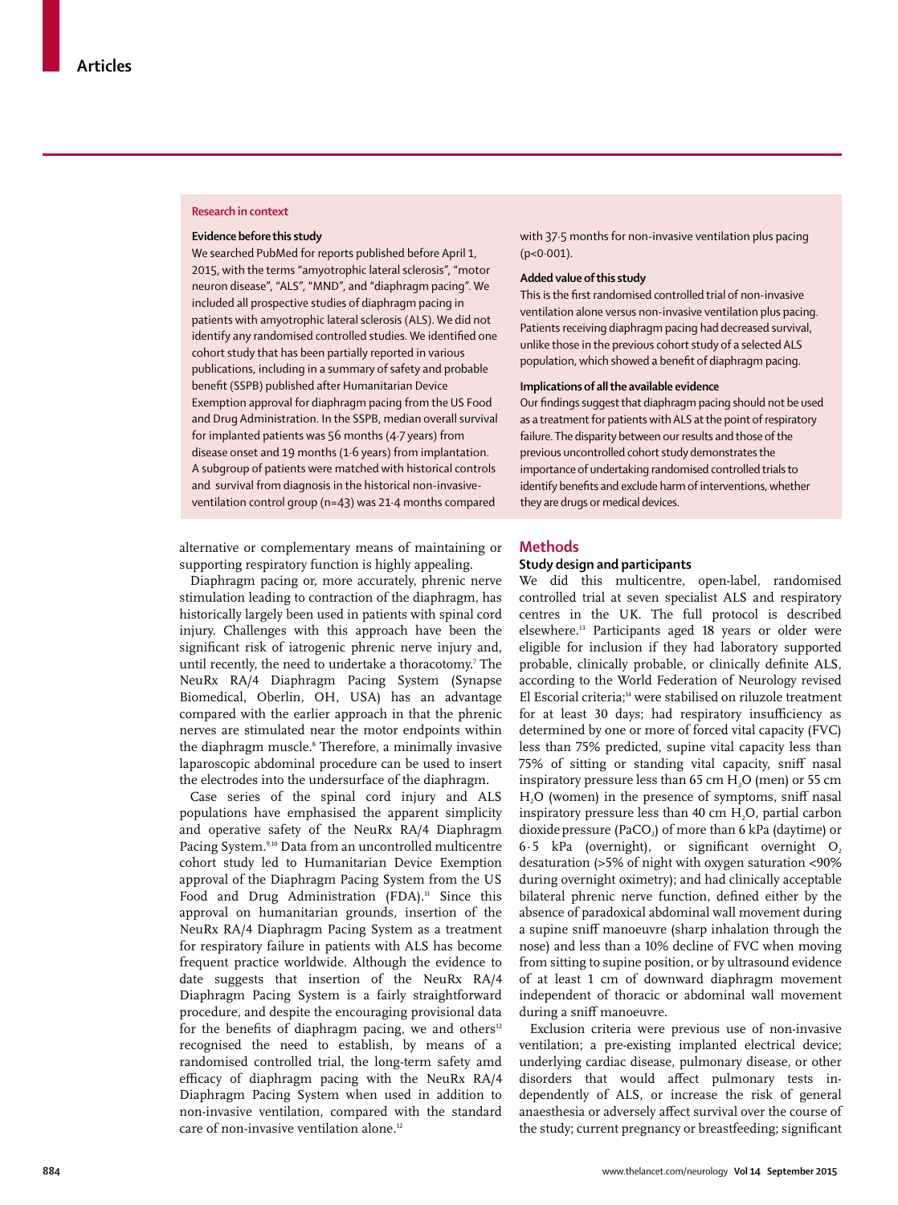### Research in context

**Evidence before this study**

We searched PubMed for reports published before April 1, 2015, with the terms "amyotrophic lateral sclerosis", "motor neuron disease", "ALS", "MND", and "diaphragm pacing". We included all prospective studies of diaphragm pacing in patients with amyotrophic lateral sclerosis (ALS). We did not identify any randomised controlled studies. We identified one cohort study that has been partially reported in various publications, including in a summary of safety and probable benefit (SSPB) published after Humanitarian Device Exemption approval for diaphragm pacing from the US Food and Drug Administration. In the SSPB, median overall survival for implanted patients was 56 months (4·7 years) from disease onset and 19 months (1·6 years) from implantation. A subgroup of patients were matched with historical controls and survival from diagnosis in the historical non-invasive-ventilation control group (n=43) was 21·4 months compared with 37·5 months for non-invasive ventilation plus pacing ($p<0·001$).

**Added value of this study**

This is the first randomised controlled trial of non-invasive ventilation alone versus non-invasive ventilation plus pacing. Patients receiving diaphragm pacing had decreased survival, unlike those in the previous cohort study of a selected ALS population, which showed a benefit of diaphragm pacing.

**Implications of all the available evidence**

Our findings suggest that diaphragm pacing should not be used as a treatment for patients with ALS at the point of respiratory failure. The disparity between our results and those of the previous uncontrolled cohort study demonstrates the importance of undertaking randomised controlled trials to identify benefits and exclude harm of interventions, whether they are drugs or medical devices.

alternative or complementary means of maintaining or supporting respiratory function is highly appealing.

Diaphragm pacing or, more accurately, phrenic nerve stimulation leading to contraction of the diaphragm, has historically largely been used in patients with spinal cord injury. Challenges with this approach have been the significant risk of iatrogenic phrenic nerve injury and, until recently, the need to undertake a thoracotomy.[7] The NeuRx RA/4 Diaphragm Pacing System (Synapse Biomedical, Oberlin, OH, USA) has an advantage compared with the earlier approach in that the phrenic nerves are stimulated near the motor endpoints within the diaphragm muscle.[8] Therefore, a minimally invasive laparoscopic abdominal procedure can be used to insert the electrodes into the undersurface of the diaphragm.

Case series of the spinal cord injury and ALS populations have emphasised the apparent simplicity and operative safety of the NeuRx RA/4 Diaphragm Pacing System.[9,10] Data from an uncontrolled multicentre cohort study led to Humanitarian Device Exemption approval of the Diaphragm Pacing System from the US Food and Drug Administration (FDA).[11] Since this approval on humanitarian grounds, insertion of the NeuRx RA/4 Diaphragm Pacing System as a treatment for respiratory failure in patients with ALS has become frequent practice worldwide. Although the evidence to date suggests that insertion of the NeuRx RA/4 Diaphragm Pacing System is a fairly straightforward procedure, and despite the encouraging provisional data for the benefits of diaphragm pacing, we and others[12] recognised the need to establish, by means of a randomised controlled trial, the long-term safety amd efficacy of diaphragm pacing with the NeuRx RA/4 Diaphragm Pacing System when used in addition to non-invasive ventilation, compared with the standard care of non-invasive ventilation alone.[12]

## Methods

### Study design and participants

We did this multicentre, open-label, randomised controlled trial at seven specialist ALS and respiratory centres in the UK. The full protocol is described elsewhere.[13] Participants aged 18 years or older were eligible for inclusion if they had laboratory supported probable, clinically probable, or clinically definite ALS, according to the World Federation of Neurology revised El Escorial criteria;[14] were stabilised on riluzole treatment for at least 30 days; had respiratory insufficiency as determined by one or more of forced vital capacity (FVC) less than 75% predicted, supine vital capacity less than 75% of sitting or standing vital capacity, sniff nasal inspiratory pressure less than 65 cm $H_2O$ (men) or 55 cm $H_2O$ (women) in the presence of symptoms, sniff nasal inspiratory pressure less than 40 cm $H_2O$, partial carbon dioxide pressure ($PaCO_2$) of more than 6 kPa (daytime) or 6·5 kPa (overnight), or significant overnight $O_2$ desaturation (>5% of night with oxygen saturation <90% during overnight oximetry); and had clinically acceptable bilateral phrenic nerve function, defined either by the absence of paradoxical abdominal wall movement during a supine sniff manoeuvre (sharp inhalation through the nose) and less than a 10% decline of FVC when moving from sitting to supine position, or by ultrasound evidence of at least 1 cm of downward diaphragm movement independent of thoracic or abdominal wall movement during a sniff manoeuvre.

Exclusion criteria were previous use of non-invasive ventilation; a pre-existing implanted electrical device; underlying cardiac disease, pulmonary disease, or other disorders that would affect pulmonary tests independently of ALS, or increase the risk of general anaesthesia or adversely affect survival over the course of the study; current pregnancy or breastfeeding; significant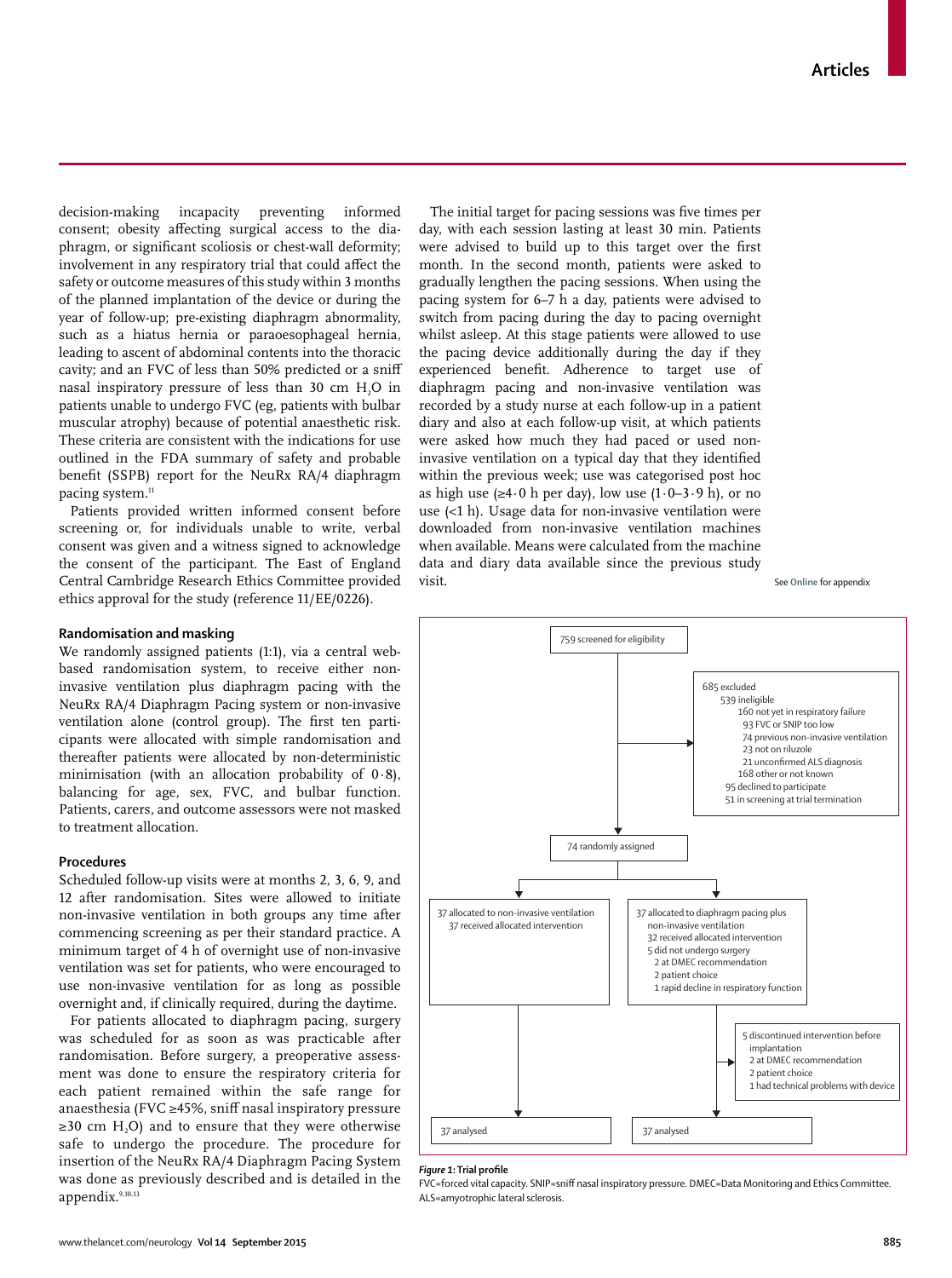decision-making incapacity preventing informed consent; obesity affecting surgical access to the diaphragm, or significant scoliosis or chest-wall deformity; involvement in any respiratory trial that could affect the safety or outcome measures of this study within 3 months of the planned implantation of the device or during the year of follow-up; pre-existing diaphragm abnormality, such as a hiatus hernia or paraoesophageal hernia, leading to ascent of abdominal contents into the thoracic cavity; and an FVC of less than 50% predicted or a sniff nasal inspiratory pressure of less than 30 cm $H_2O$ in patients unable to undergo FVC (eg, patients with bulbar muscular atrophy) because of potential anaesthetic risk. These criteria are consistent with the indications for use outlined in the FDA summary of safety and probable benefit (SSPB) report for the NeuRx RA/4 diaphragm pacing system.[11]

Patients provided written informed consent before screening or, for individuals unable to write, verbal consent was given and a witness signed to acknowledge the consent of the participant. The East of England Central Cambridge Research Ethics Committee provided ethics approval for the study (reference 11/EE/0226).

### Randomisation and masking

We randomly assigned patients (1:1), via a central web-based randomisation system, to receive either non-invasive ventilation plus diaphragm pacing with the NeuRx RA/4 Diaphragm Pacing system or non-invasive ventilation alone (control group). The first ten participants were allocated with simple randomisation and thereafter patients were allocated by non-deterministic minimisation (with an allocation probability of 0·8), balancing for age, sex, FVC, and bulbar function. Patients, carers, and outcome assessors were not masked to treatment allocation.

### Procedures

Scheduled follow-up visits were at months 2, 3, 6, 9, and 12 after randomisation. Sites were allowed to initiate non-invasive ventilation in both groups any time after commencing screening as per their standard practice. A minimum target of 4 h of overnight use of non-invasive ventilation was set for patients, who were encouraged to use non-invasive ventilation for as long as possible overnight and, if clinically required, during the daytime.

For patients allocated to diaphragm pacing, surgery was scheduled for as soon as was practicable after randomisation. Before surgery, a preoperative assessment was done to ensure the respiratory criteria for each patient remained within the safe range for anaesthesia (FVC ≥45%, sniff nasal inspiratory pressure ≥30 cm $H_2O$) and to ensure that they were otherwise safe to undergo the procedure. The procedure for insertion of the NeuRx RA/4 Diaphragm Pacing System was done as previously described and is detailed in the appendix.[9,10,13]

The initial target for pacing sessions was five times per day, with each session lasting at least 30 min. Patients were advised to build up to this target over the first month. In the second month, patients were asked to gradually lengthen the pacing sessions. When using the pacing system for 6–7 h a day, patients were advised to switch from pacing during the day to pacing overnight whilst asleep. At this stage patients were allowed to use the pacing device additionally during the day if they experienced benefit. Adherence to target use of diaphragm pacing and non-invasive ventilation was recorded by a study nurse at each follow-up in a patient diary and also at each follow-up visit, at which patients were asked how much they had paced or used non-invasive ventilation on a typical day that they identified within the previous week; use was categorised post hoc as high use (≥4·0 h per day), low use (1·0–3·9 h), or no use (<1 h). Usage data for non-invasive ventilation were downloaded from non-invasive ventilation machines when available. Means were calculated from the machine data and diary data available since the previous study visit.

See Online for appendix

759 screened for eligibility

685 excluded
- 539 ineligible
  - 160 not yet in respiratory failure
  - 93 FVC or SNIP too low
  - 74 previous non-invasive ventilation
  - 23 not on riluzole
  - 21 unconfirmed ALS diagnosis
  - 168 other or not known
- 95 declined to participate
- 51 in screening at trial termination

74 randomly assigned

37 allocated to non-invasive ventilation
- 37 received allocated intervention

37 allocated to diaphragm pacing plus non-invasive ventilation
- 32 received allocated intervention
- 5 did not undergo surgery
  - 2 at DMEC recommendation
  - 2 patient choice
  - 1 rapid decline in respiratory function

5 discontinued intervention before implantation
- 2 at DMEC recommendation
- 2 patient choice
- 1 had technical problems with device

37 analysed

37 analysed

***Figure 1*: Trial profile**

FVC=forced vital capacity. SNIP=sniff nasal inspiratory pressure. DMEC=Data Monitoring and Ethics Committee. ALS=amyotrophic lateral sclerosis.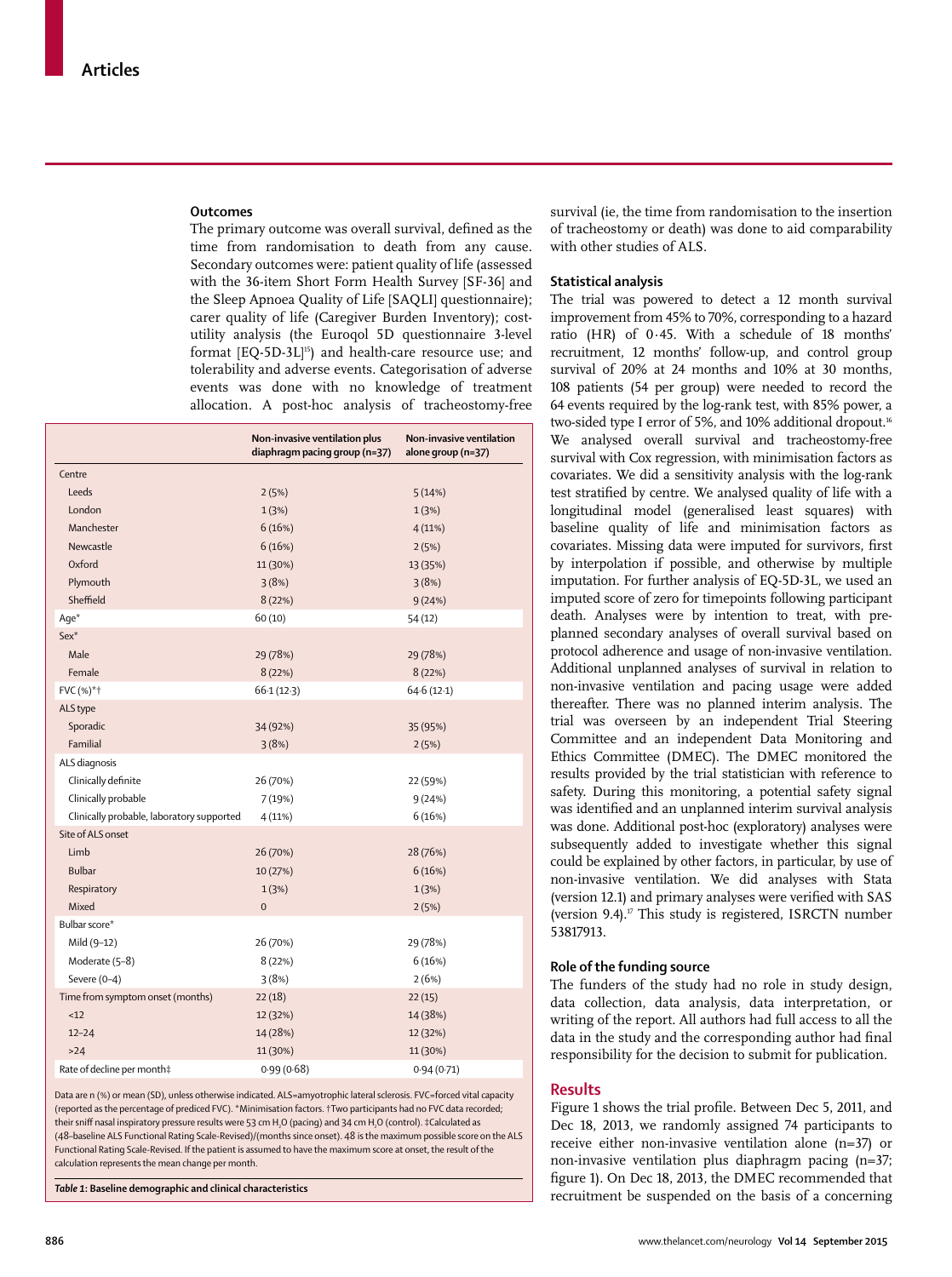### Outcomes

The primary outcome was overall survival, defined as the time from randomisation to death from any cause. Secondary outcomes were: patient quality of life (assessed with the 36-item Short Form Health Survey [SF-36] and the Sleep Apnoea Quality of Life [SAQLI] questionnaire); carer quality of life (Caregiver Burden Inventory); cost-utility analysis (the Euroqol 5D questionnaire 3-level format [EQ-5D-3L][15]) and health-care resource use; and tolerability and adverse events. Categorisation of adverse events was done with no knowledge of treatment allocation. A post-hoc analysis of tracheostomy-free survival (ie, the time from randomisation to the insertion of tracheostomy or death) was done to aid comparability with other studies of ALS.

| | Non-invasive ventilation plus diaphragm pacing group (n=37) | Non-invasive ventilation alone group (n=37) |
|---|---|---|
| Centre | | |
| Leeds | 2 (5%) | 5 (14%) |
| London | 1 (3%) | 1 (3%) |
| Manchester | 6 (16%) | 4 (11%) |
| Newcastle | 6 (16%) | 2 (5%) |
| Oxford | 11 (30%) | 13 (35%) |
| Plymouth | 3 (8%) | 3 (8%) |
| Sheffield | 8 (22%) | 9 (24%) |
| Age* | 60 (10) | 54 (12) |
| Sex* | | |
| Male | 29 (78%) | 29 (78%) |
| Female | 8 (22%) | 8 (22%) |
| FVC (%)*† | 66·1 (12·3) | 64·6 (12·1) |
| ALS type | | |
| Sporadic | 34 (92%) | 35 (95%) |
| Familial | 3 (8%) | 2 (5%) |
| ALS diagnosis | | |
| Clinically definite | 26 (70%) | 22 (59%) |
| Clinically probable | 7 (19%) | 9 (24%) |
| Clinically probable, laboratory supported | 4 (11%) | 6 (16%) |
| Site of ALS onset | | |
| Limb | 26 (70%) | 28 (76%) |
| Bulbar | 10 (27%) | 6 (16%) |
| Respiratory | 1 (3%) | 1 (3%) |
| Mixed | 0 | 2 (5%) |
| Bulbar score* | | |
| Mild (9–12) | 26 (70%) | 29 (78%) |
| Moderate (5–8) | 8 (22%) | 6 (16%) |
| Severe (0–4) | 3 (8%) | 2 (6%) |
| Time from symptom onset (months) | 22 (18) | 22 (15) |
| <12 | 12 (32%) | 14 (38%) |
| 12–24 | 14 (28%) | 12 (32%) |
| >24 | 11 (30%) | 11 (30%) |
| Rate of decline per month‡ | 0·99 (0·68) | 0·94 (0·71) |

Data are n (%) or mean (SD), unless otherwise indicated. ALS=amyotrophic lateral sclerosis. FVC=forced vital capacity (reported as the percentage of prediced FVC). *Minimisation factors. †Two participants had no FVC data recorded; their sniff nasal inspiratory pressure results were 53 cm $H_2O$ (pacing) and 34 cm $H_2O$ (control). ‡Calculated as (48–baseline ALS Functional Rating Scale-Revised)/(months since onset). 48 is the maximum possible score on the ALS Functional Rating Scale-Revised. If the patient is assumed to have the maximum score at onset, the result of the calculation represents the mean change per month.

*Table 1:* **Baseline demographic and clinical characteristics**

### Statistical analysis

The trial was powered to detect a 12 month survival improvement from 45% to 70%, corresponding to a hazard ratio (HR) of 0·45. With a schedule of 18 months' recruitment, 12 months' follow-up, and control group survival of 20% at 24 months and 10% at 30 months, 108 patients (54 per group) were needed to record the 64 events required by the log-rank test, with 85% power, a two-sided type I error of 5%, and 10% additional dropout.[16] We analysed overall survival and tracheostomy-free survival with Cox regression, with minimisation factors as covariates. We did a sensitivity analysis with the log-rank test stratified by centre. We analysed quality of life with a longitudinal model (generalised least squares) with baseline quality of life and minimisation factors as covariates. Missing data were imputed for survivors, first by interpolation if possible, and otherwise by multiple imputation. For further analysis of EQ-5D-3L, we used an imputed score of zero for timepoints following participant death. Analyses were by intention to treat, with pre-planned secondary analyses of overall survival based on protocol adherence and usage of non-invasive ventilation. Additional unplanned analyses of survival in relation to non-invasive ventilation and pacing usage were added thereafter. There was no planned interim analysis. The trial was overseen by an independent Trial Steering Committee and an independent Data Monitoring and Ethics Committee (DMEC). The DMEC monitored the results provided by the trial statistician with reference to safety. During this monitoring, a potential safety signal was identified and an unplanned interim survival analysis was done. Additional post-hoc (exploratory) analyses were subsequently added to investigate whether this signal could be explained by other factors, in particular, by use of non-invasive ventilation. We did analyses with Stata (version 12.1) and primary analyses were verified with SAS (version 9.4).[17] This study is registered, ISRCTN number 53817913.

### Role of the funding source

The funders of the study had no role in study design, data collection, data analysis, data interpretation, or writing of the report. All authors had full access to all the data in the study and the corresponding author had final responsibility for the decision to submit for publication.

## Results

Figure 1 shows the trial profile. Between Dec 5, 2011, and Dec 18, 2013, we randomly assigned 74 participants to receive either non-invasive ventilation alone (n=37) or non-invasive ventilation plus diaphragm pacing (n=37; figure 1). On Dec 18, 2013, the DMEC recommended that recruitment be suspended on the basis of a concerning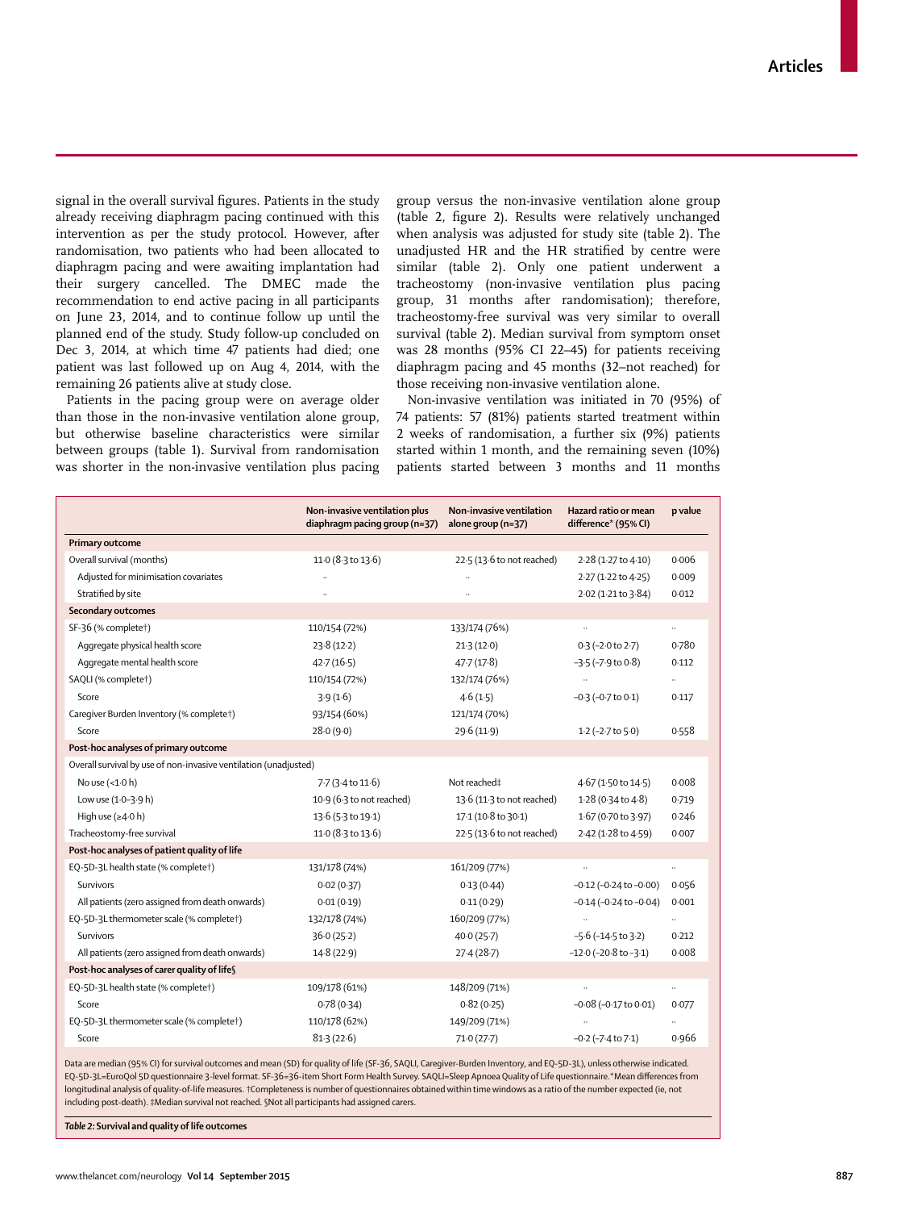signal in the overall survival figures. Patients in the study already receiving diaphragm pacing continued with this intervention as per the study protocol. However, after randomisation, two patients who had been allocated to diaphragm pacing and were awaiting implantation had their surgery cancelled. The DMEC made the recommendation to end active pacing in all participants on June 23, 2014, and to continue follow up until the planned end of the study. Study follow-up concluded on Dec 3, 2014, at which time 47 patients had died; one patient was last followed up on Aug 4, 2014, with the remaining 26 patients alive at study close.

Patients in the pacing group were on average older than those in the non-invasive ventilation alone group, but otherwise baseline characteristics were similar between groups (table 1). Survival from randomisation was shorter in the non-invasive ventilation plus pacing group versus the non-invasive ventilation alone group (table 2, figure 2). Results were relatively unchanged when analysis was adjusted for study site (table 2). The unadjusted HR and the HR stratified by centre were similar (table 2). Only one patient underwent a tracheostomy (non-invasive ventilation plus pacing group, 31 months after randomisation); therefore, tracheostomy-free survival was very similar to overall survival (table 2). Median survival from symptom onset was 28 months (95% CI 22–45) for patients receiving diaphragm pacing and 45 months (32–not reached) for those receiving non-invasive ventilation alone.

Non-invasive ventilation was initiated in 70 (95%) of 74 patients: 57 (81%) patients started treatment within 2 weeks of randomisation, a further six (9%) patients started within 1 month, and the remaining seven (10%) patients started between 3 months and 11 months

| | Non-invasive ventilation plus diaphragm pacing group (n=37) | Non-invasive ventilation alone group (n=37) | Hazard ratio or mean difference* (95% CI) | p value |
|---|---|---|---|---|
| **Primary outcome** | | | | |
| Overall survival (months) | 11·0 (8·3 to 13·6) | 22·5 (13·6 to not reached) | 2·28 (1·27 to 4·10) | 0·006 |
| Adjusted for minimisation covariates | .. | .. | 2·27 (1·22 to 4·25) | 0·009 |
| Stratified by site | .. | .. | 2·02 (1·21 to 3·84) | 0·012 |
| **Secondary outcomes** | | | | |
| SF-36 (% complete†) | 110/154 (72%) | 133/174 (76%) | .. | .. |
| Aggregate physical health score | 23·8 (12·2) | 21·3 (12·0) | 0·3 (−2·0 to 2·7) | 0·780 |
| Aggregate mental health score | 42·7 (16·5) | 47·7 (17·8) | −3·5 (−7·9 to 0·8) | 0·112 |
| SAQLI (% complete†) | 110/154 (72%) | 132/174 (76%) | .. | .. |
| Score | 3·9 (1·6) | 4·6 (1·5) | −0·3 (−0·7 to 0·1) | 0·117 |
| Caregiver Burden Inventory (% complete†) | 93/154 (60%) | 121/174 (70%) | | |
| Score | 28·0 (9·0) | 29·6 (11·9) | 1·2 (−2·7 to 5·0) | 0·558 |
| **Post-hoc analyses of primary outcome** | | | | |
| Overall survival by use of non-invasive ventilation (unadjusted) | | | | |
| No use (<1·0 h) | 7·7 (3·4 to 11·6) | Not reached‡ | 4·67 (1·50 to 14·5) | 0·008 |
| Low use (1·0–3·9 h) | 10·9 (6·3 to not reached) | 13·6 (11·3 to not reached) | 1·28 (0·34 to 4·8) | 0·719 |
| High use (≥4·0 h) | 13·6 (5·3 to 19·1) | 17·1 (10·8 to 30·1) | 1·67 (0·70 to 3·97) | 0·246 |
| Tracheostomy-free survival | 11·0 (8·3 to 13·6) | 22·5 (13·6 to not reached) | 2·42 (1·28 to 4·59) | 0·007 |
| **Post-hoc analyses of patient quality of life** | | | | |
| EQ-5D-3L health state (% complete†) | 131/178 (74%) | 161/209 (77%) | .. | .. |
| Survivors | 0·02 (0·37) | 0·13 (0·44) | −0·12 (−0·24 to −0·00) | 0·056 |
| All patients (zero assigned from death onwards) | 0·01 (0·19) | 0·11 (0·29) | −0·14 (−0·24 to −0·04) | 0·001 |
| EQ-5D-3L thermometer scale (% complete†) | 132/178 (74%) | 160/209 (77%) | .. | .. |
| Survivors | 36·0 (25·2) | 40·0 (25·7) | −5·6 (−14·5 to 3·2) | 0·212 |
| All patients (zero assigned from death onwards) | 14·8 (22·9) | 27·4 (28·7) | −12·0 (−20·8 to −3·1) | 0·008 |
| **Post-hoc analyses of carer quality of life§** | | | | |
| EQ-5D-3L health state (% complete†) | 109/178 (61%) | 148/209 (71%) | .. | .. |
| Score | 0·78 (0·34) | 0·82 (0·25) | −0·08 (−0·17 to 0·01) | 0·077 |
| EQ-5D-3L thermometer scale (% complete†) | 110/178 (62%) | 149/209 (71%) | .. | .. |
| Score | 81·3 (22·6) | 71·0 (27·7) | −0·2 (−7·4 to 7·1) | 0·966 |

Data are median (95% CI) for survival outcomes and mean (SD) for quality of life (SF-36, SAQLI, Caregiver-Burden Inventory, and EQ-5D-3L), unless otherwise indicated. EQ-5D-3L=EuroQol 5D questionnaire 3-level format. SF-36=36-item Short Form Health Survey. SAQLI=Sleep Apnoea Quality of Life questionnaire.*Mean differences from longitudinal analysis of quality-of-life measures. †Completeness is number of questionnaires obtained within time windows as a ratio of the number expected (ie, not including post-death). ‡Median survival not reached. §Not all participants had assigned carers.

*Table 2:* **Survival and quality of life outcomes**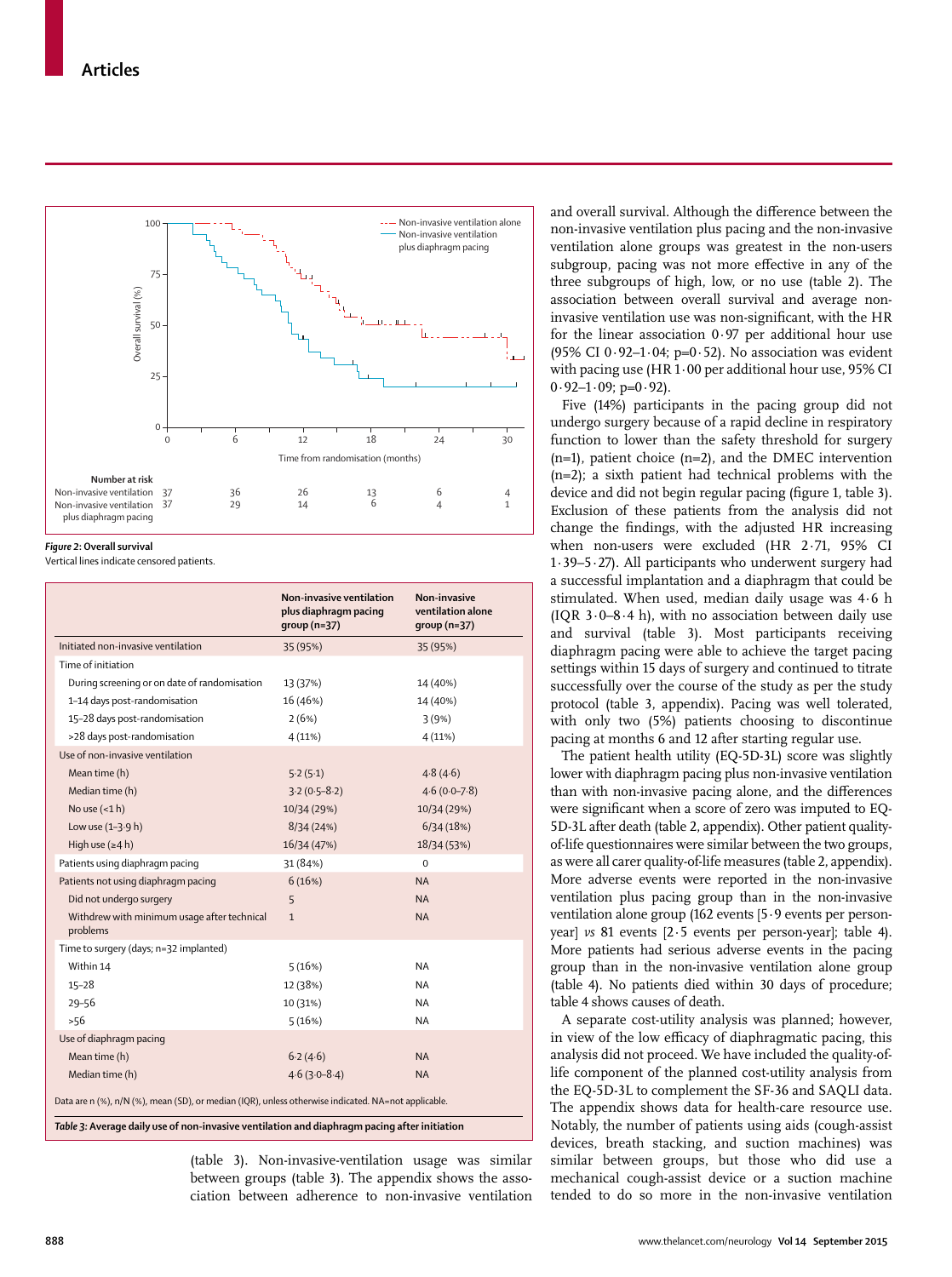Figure 2: Overall survival

Vertical lines indicate censored patients.

| | Non-invasive ventilation plus diaphragm pacing group (n=37) | Non-invasive ventilation alone group (n=37) |
|---|---|---|
| Initiated non-invasive ventilation | 35 (95%) | 35 (95%) |
| Time of initiation | | |
| During screening or on date of randomisation | 13 (37%) | 14 (40%) |
| 1–14 days post-randomisation | 16 (46%) | 14 (40%) |
| 15–28 days post-randomisation | 2 (6%) | 3 (9%) |
| >28 days post-randomisation | 4 (11%) | 4 (11%) |
| Use of non-invasive ventilation | | |
| Mean time (h) | 5·2 (5·1) | 4·8 (4·6) |
| Median time (h) | 3·2 (0·5–8·2) | 4·6 (0·0–7·8) |
| No use (<1 h) | 10/34 (29%) | 10/34 (29%) |
| Low use (1–3·9 h) | 8/34 (24%) | 6/34 (18%) |
| High use (≥4 h) | 16/34 (47%) | 18/34 (53%) |
| Patients using diaphragm pacing | 31 (84%) | 0 |
| Patients not using diaphragm pacing | 6 (16%) | NA |
| Did not undergo surgery | 5 | NA |
| Withdrew with minimum usage after technical problems | 1 | NA |
| Time to surgery (days; n=32 implanted) | | |
| Within 14 | 5 (16%) | NA |
| 15–28 | 12 (38%) | NA |
| 29–56 | 10 (31%) | NA |
| >56 | 5 (16%) | NA |
| Use of diaphragm pacing | | |
| Mean time (h) | 6·2 (4·6) | NA |
| Median time (h) | 4·6 (3·0–8·4) | NA |

Data are n (%), n/N (%), mean (SD), or median (IQR), unless otherwise indicated. NA=not applicable.

Table 3: Average daily use of non-invasive ventilation and diaphragm pacing after initiation

(table 3). Non-invasive-ventilation usage was similar between groups (table 3). The appendix shows the association between adherence to non-invasive ventilation and overall survival. Although the difference between the non-invasive ventilation plus pacing and the non-invasive ventilation alone groups was greatest in the non-users subgroup, pacing was not more effective in any of the three subgroups of high, low, or no use (table 2). The association between overall survival and average non-invasive ventilation use was non-significant, with the HR for the linear association 0·97 per additional hour use (95% CI 0·92–1·04; p=0·52). No association was evident with pacing use (HR 1·00 per additional hour use, 95% CI 0·92–1·09; p=0·92).

Five (14%) participants in the pacing group did not undergo surgery because of a rapid decline in respiratory function to lower than the safety threshold for surgery (n=1), patient choice (n=2), and the DMEC intervention (n=2); a sixth patient had technical problems with the device and did not begin regular pacing (figure 1, table 3). Exclusion of these patients from the analysis did not change the findings, with the adjusted HR increasing when non-users were excluded (HR 2·71, 95% CI 1·39–5·27). All participants who underwent surgery had a successful implantation and a diaphragm that could be stimulated. When used, median daily usage was 4·6 h (IQR 3·0–8·4 h), with no association between daily use and survival (table 3). Most participants receiving diaphragm pacing were able to achieve the target pacing settings within 15 days of surgery and continued to titrate successfully over the course of the study as per the study protocol (table 3, appendix). Pacing was well tolerated, with only two (5%) patients choosing to discontinue pacing at months 6 and 12 after starting regular use.

The patient health utility (EQ-5D-3L) score was slightly lower with diaphragm pacing plus non-invasive ventilation than with non-invasive ventilation alone, and the differences were significant when a score of zero was imputed to EQ-5D-3L after death (table 2, appendix). Other patient quality-of-life questionnaires were similar between the two groups, as were all carer quality-of-life measures (table 2, appendix). More adverse events were reported in the non-invasive ventilation plus pacing group than in the non-invasive ventilation alone group (162 events [5·9 events per person-year] *vs* 81 events [2·5 events per person-year]; table 4). More patients had serious adverse events in the pacing group than in the non-invasive ventilation alone group (table 4). No patients died within 30 days of procedure; table 4 shows causes of death.

A separate cost-utility analysis was planned; however, in view of the low efficacy of diaphragmatic pacing, this analysis did not proceed. We have included the quality-of-life component of the planned cost-utility analysis from the EQ-5D-3L to complement the SF-36 and SAQLI data. The appendix shows data for health-care resource use. Notably, the number of patients using aids (cough-assist devices, breath stacking, and suction machines) was similar between groups, but those who did use a mechanical cough-assist device or a suction machine tended to do so more in the non-invasive ventilation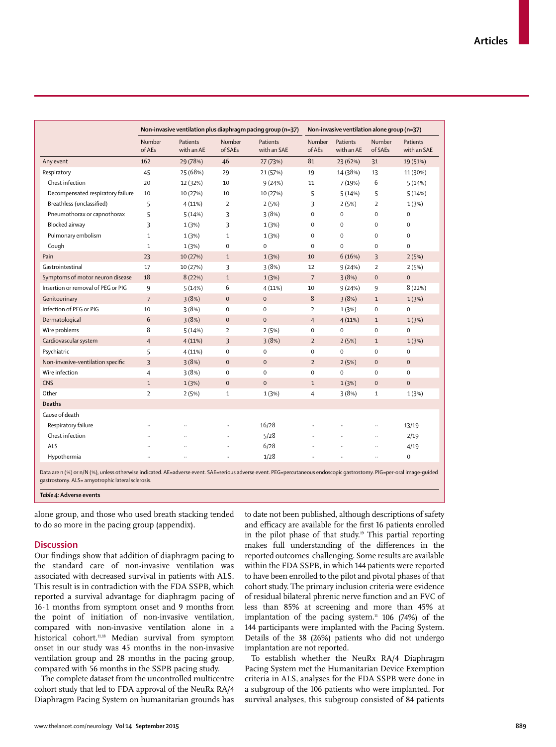| | Non-invasive ventilation plus diaphragm pacing group (n=37) | | | | Non-invasive ventilation alone group (n=37) | | | |
|---|---|---|---|---|---|---|---|---|
| | Number of AEs | Patients with an AE | Number of SAEs | Patients with an SAE | Number of AEs | Patients with an AE | Number of SAEs | Patients with an SAE |
| Any event | 162 | 29 (78%) | 46 | 27 (73%) | 81 | 23 (62%) | 31 | 19 (51%) |
| Respiratory | 45 | 25 (68%) | 29 | 21 (57%) | 19 | 14 (38%) | 13 | 11 (30%) |
| Chest infection | 20 | 12 (32%) | 10 | 9 (24%) | 11 | 7 (19%) | 6 | 5 (14%) |
| Decompensated respiratory failure | 10 | 10 (27%) | 10 | 10 (27%) | 5 | 5 (14%) | 5 | 5 (14%) |
| Breathless (unclassified) | 5 | 4 (11%) | 2 | 2 (5%) | 3 | 2 (5%) | 2 | 1 (3%) |
| Pneumothorax or capnothorax | 5 | 5 (14%) | 3 | 3 (8%) | 0 | 0 | 0 | 0 |
| Blocked airway | 3 | 1 (3%) | 3 | 1 (3%) | 0 | 0 | 0 | 0 |
| Pulmonary embolism | 1 | 1 (3%) | 1 | 1 (3%) | 0 | 0 | 0 | 0 |
| Cough | 1 | 1 (3%) | 0 | 0 | 0 | 0 | 0 | 0 |
| Pain | 23 | 10 (27%) | 1 | 1 (3%) | 10 | 6 (16%) | 3 | 2 (5%) |
| Gastrointestinal | 17 | 10 (27%) | 3 | 3 (8%) | 12 | 9 (24%) | 2 | 2 (5%) |
| Symptoms of motor neuron disease | 18 | 8 (22%) | 1 | 1 (3%) | 7 | 3 (8%) | 0 | 0 |
| Insertion or removal of PEG or PIG | 9 | 5 (14%) | 6 | 4 (11%) | 10 | 9 (24%) | 9 | 8 (22%) |
| Genitourinary | 7 | 3 (8%) | 0 | 0 | 8 | 3 (8%) | 1 | 1 (3%) |
| Infection of PEG or PIG | 10 | 3 (8%) | 0 | 0 | 2 | 1 (3%) | 0 | 0 |
| Dermatological | 6 | 3 (8%) | 0 | 0 | 4 | 4 (11%) | 1 | 1 (3%) |
| Wire problems | 8 | 5 (14%) | 2 | 2 (5%) | 0 | 0 | 0 | 0 |
| Cardiovascular system | 4 | 4 (11%) | 3 | 3 (8%) | 2 | 2 (5%) | 1 | 1 (3%) |
| Psychiatric | 5 | 4 (11%) | 0 | 0 | 0 | 0 | 0 | 0 |
| Non-invasive-ventilation specific | 3 | 3 (8%) | 0 | 0 | 2 | 2 (5%) | 0 | 0 |
| Wire infection | 4 | 3 (8%) | 0 | 0 | 0 | 0 | 0 | 0 |
| CNS | 1 | 1 (3%) | 0 | 0 | 1 | 1 (3%) | 0 | 0 |
| Other | 2 | 2 (5%) | 1 | 1 (3%) | 4 | 3 (8%) | 1 | 1 (3%) |
| **Deaths** | | | | | | | | |
| Cause of death | | | | | | | | |
| Respiratory failure | .. | .. | .. | 16/28 | .. | .. | .. | 13/19 |
| Chest infection | .. | .. | .. | 5/28 | .. | .. | .. | 2/19 |
| ALS | .. | .. | .. | 6/28 | .. | .. | .. | 4/19 |
| Hypothermia | .. | .. | .. | 1/28 | .. | .. | .. | 0 |

Data are n (%) or n/N (%), unless otherwise indicated. AE=adverse event. SAE=serious adverse event. PEG=percutaneous endoscopic gastrostomy. PIG=per-oral image-guided gastrostomy. ALS= amyotrophic lateral sclerosis.

*Table 4:* **Adverse events**

alone group, and those who used breath stacking tended to do so more in the pacing group (appendix).

## Discussion

Our findings show that addition of diaphragm pacing to the standard care of non-invasive ventilation was associated with decreased survival in patients with ALS. This result is in contradiction with the FDA SSPB, which reported a survival advantage for diaphragm pacing of 16·1 months from symptom onset and 9 months from the point of initiation of non-invasive ventilation, compared with non-invasive ventilation alone in a historical cohort.[11,18] Median survival from symptom onset in our study was 45 months in the non-invasive ventilation group and 28 months in the pacing group, compared with 56 months in the SSPB pacing study.

The complete dataset from the uncontrolled multicentre cohort study that led to FDA approval of the NeuRx RA/4 Diaphragm Pacing System on humanitarian grounds has to date not been published, although descriptions of safety and efficacy are available for the first 16 patients enrolled in the pilot phase of that study.[19] This partial reporting makes full understanding of the differences in the reported outcomes challenging. Some results are available within the FDA SSPB, in which 144 patients were reported to have been enrolled to the pilot and pivotal phases of that cohort study. The primary inclusion criteria were evidence of residual bilateral phrenic nerve function and an FVC of less than 85% at screening and more than 45% at implantation of the pacing system.[11] 106 (74%) of the 144 participants were implanted with the Pacing System. Details of the 38 (26%) patients who did not undergo implantation are not reported.

To establish whether the NeuRx RA/4 Diaphragm Pacing System met the Humanitarian Device Exemption criteria in ALS, analyses for the FDA SSPB were done in a subgroup of the 106 patients who were implanted. For survival analyses, this subgroup consisted of 84 patients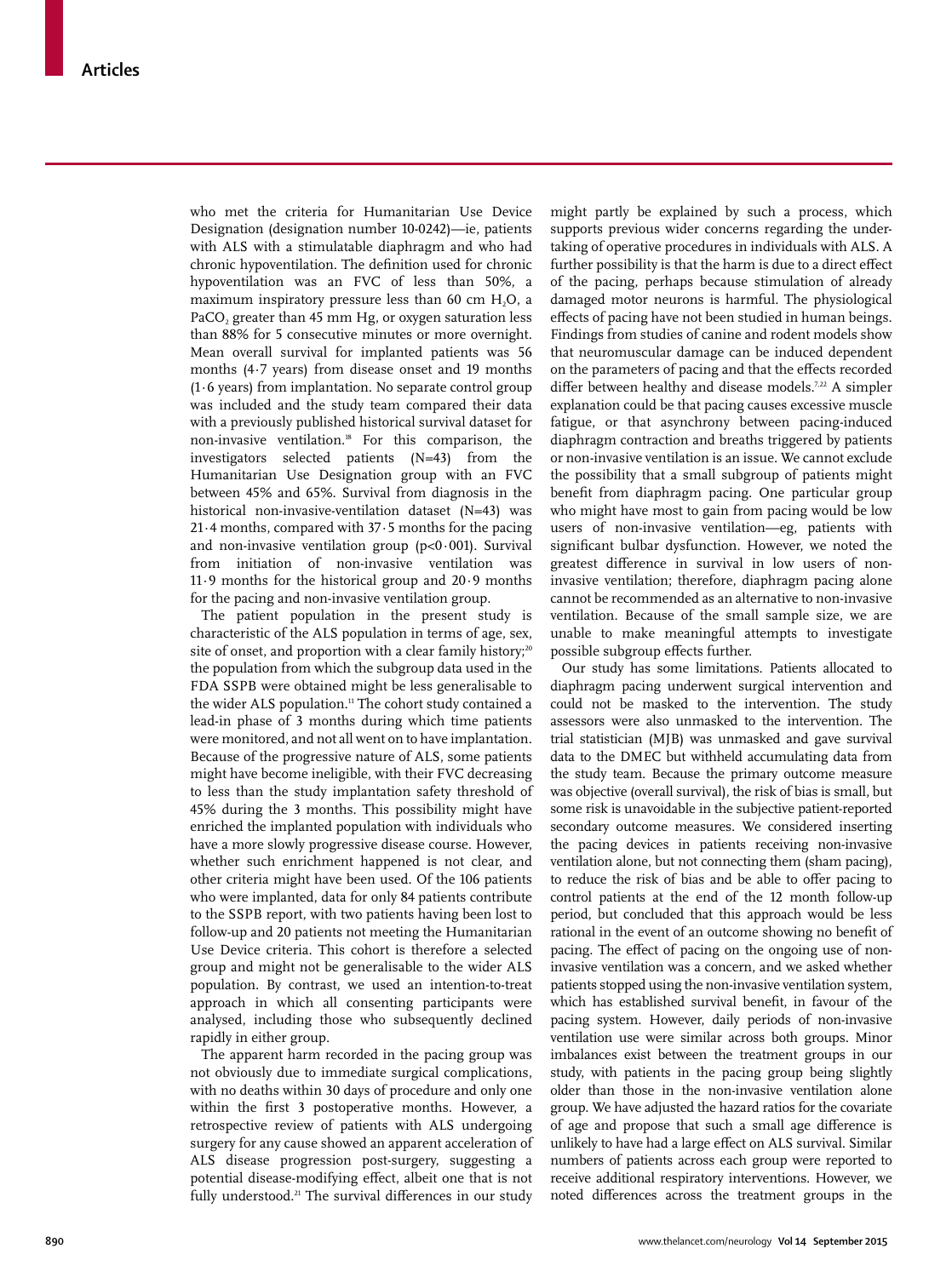who met the criteria for Humanitarian Use Device Designation (designation number 10-0242)—ie, patients with ALS with a stimulatable diaphragm and who had chronic hypoventilation. The definition used for chronic hypoventilation was an FVC of less than 50%, a maximum inspiratory pressure less than 60 cm $H_2O$, a $PaCO_2$ greater than 45 mm Hg, or oxygen saturation less than 88% for 5 consecutive minutes or more overnight. Mean overall survival for implanted patients was 56 months (4·7 years) from disease onset and 19 months (1·6 years) from implantation. No separate control group was included and the study team compared their data with a previously published historical survival dataset for non-invasive ventilation.[18] For this comparison, the investigators selected patients (N=43) from the Humanitarian Use Designation group with an FVC between 45% and 65%. Survival from diagnosis in the historical non-invasive-ventilation dataset (N=43) was 21·4 months, compared with 37·5 months for the pacing and non-invasive ventilation group ($p<0·001$). Survival from initiation of non-invasive ventilation was 11·9 months for the historical group and 20·9 months for the pacing and non-invasive ventilation group.

The patient population in the present study is characteristic of the ALS population in terms of age, sex, site of onset, and proportion with a clear family history;[20] the population from which the subgroup data used in the FDA SSPB were obtained might be less generalisable to the wider ALS population.[11] The cohort study contained a lead-in phase of 3 months during which time patients were monitored, and not all went on to have implantation. Because of the progressive nature of ALS, some patients might have become ineligible, with their FVC decreasing to less than the study implantation safety threshold of 45% during the 3 months. This possibility might have enriched the implanted population with individuals who have a more slowly progressive disease course. However, whether such enrichment happened is not clear, and other criteria might have been used. Of the 106 patients who were implanted, data for only 84 patients contribute to the SSPB report, with two patients having been lost to follow-up and 20 patients not meeting the Humanitarian Use Device criteria. This cohort is therefore a selected group and might not be generalisable to the wider ALS population. By contrast, we used an intention-to-treat approach in which all consenting participants were analysed, including those who subsequently declined rapidly in either group.

The apparent harm recorded in the pacing group was not obviously due to immediate surgical complications, with no deaths within 30 days of procedure and only one within the first 3 postoperative months. However, a retrospective review of patients with ALS undergoing surgery for any cause showed an apparent acceleration of ALS disease progression post-surgery, suggesting a potential disease-modifying effect, albeit one that is not fully understood.[21] The survival differences in our study might partly be explained by such a process, which supports previous wider concerns regarding the undertaking of operative procedures in individuals with ALS. A further possibility is that the harm is due to a direct effect of the pacing, perhaps because stimulation of already damaged motor neurons is harmful. The physiological effects of pacing have not been studied in human beings. Findings from studies of canine and rodent models show that neuromuscular damage can be induced dependent on the parameters of pacing and that the effects recorded differ between healthy and disease models.[7,22] A simpler explanation could be that pacing causes excessive muscle fatigue, or that asynchrony between pacing-induced diaphragm contraction and breaths triggered by patients or non-invasive ventilation is an issue. We cannot exclude the possibility that a small subgroup of patients might benefit from diaphragm pacing. One particular group who might have most to gain from pacing would be low users of non-invasive ventilation—eg, patients with significant bulbar dysfunction. However, we noted the greatest difference in survival in low users of non-invasive ventilation; therefore, diaphragm pacing alone cannot be recommended as an alternative to non-invasive ventilation. Because of the small sample size, we are unable to make meaningful attempts to investigate possible subgroup effects further.

Our study has some limitations. Patients allocated to diaphragm pacing underwent surgical intervention and could not be masked to the intervention. The study assessors were also unmasked to the intervention. The trial statistician (MJB) was unmasked and gave survival data to the DMEC but withheld accumulating data from the study team. Because the primary outcome measure was objective (overall survival), the risk of bias is small, but some risk is unavoidable in the subjective patient-reported secondary outcome measures. We considered inserting the pacing devices in patients receiving non-invasive ventilation alone, but not connecting them (sham pacing), to reduce the risk of bias and be able to offer pacing to control patients at the end of the 12 month follow-up period, but concluded that this approach would be less rational in the event of an outcome showing no benefit of pacing. The effect of pacing on the ongoing use of non-invasive ventilation was a concern, and we asked whether patients stopped using the non-invasive ventilation system, which has established survival benefit, in favour of the pacing system. However, daily periods of non-invasive ventilation use were similar across both groups. Minor imbalances exist between the treatment groups in our study, with patients in the pacing group being slightly older than those in the non-invasive ventilation alone group. We have adjusted the hazard ratios for the covariate of age and propose that such a small age difference is unlikely to have had a large effect on ALS survival. Similar numbers of patients across each group were reported to receive additional respiratory interventions. However, we noted differences across the treatment groups in the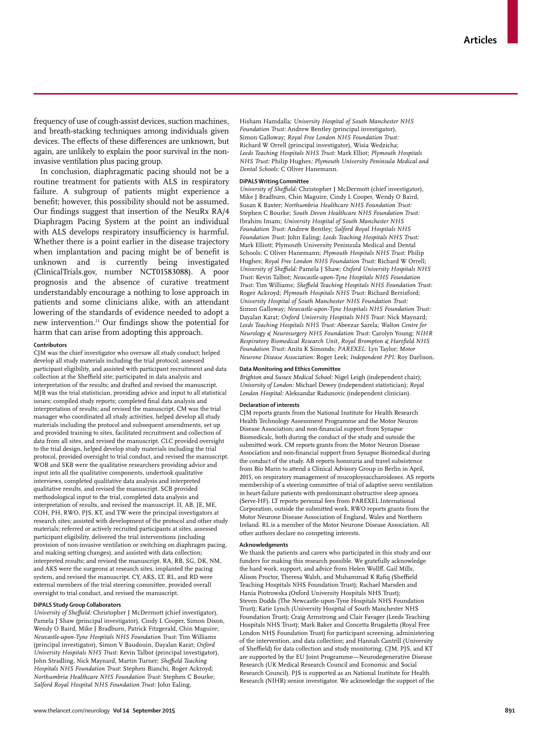frequency of use of cough-assist devices, suction machines, and breath-stacking techniques among individuals given devices. The effects of these differences are unknown, but again, are unlikely to explain the poor survival in the non-invasive ventilation plus pacing group.

In conclusion, diaphragmatic pacing should not be a routine treatment for patients with ALS in respiratory failure. A subgroup of patients might experience a benefit; however, this possibility should not be assumed. Our findings suggest that insertion of the NeuRx RA/4 Diaphragm Pacing System at the point an individual with ALS develops respiratory insufficiency is harmful. Whether there is a point earlier in the disease trajectory when implantation and pacing might be of benefit is unknown and is currently being investigated (ClinicalTrials.gov, number NCT01583088). A poor prognosis and the absence of curative treatment understandably encourage a nothing to lose approach in patients and some clinicians alike, with an attendant lowering of the standards of evidence needed to adopt a new intervention.[23] Our findings show the potential for harm that can arise from adopting this approach.

#### Contributors

CJM was the chief investigator who oversaw all study conduct; helped develop all study materials including the trial protocol; assessed participant eligibility, and assisted with participant recruitment and data collection at the Sheffield site; participated in data analysis and interpretation of the results; and drafted and revised the manuscript. MJB was the trial statistician, providing advice and input to all statistical issues; compiled study reports; completed final data analysis and interpretation of results; and revised the manuscript. CM was the trial manager who coordinated all study activities, helped develop all study materials including the protocol and subsequent amendments, set up and provided training to sites, facilitated recruitment and collection of data from all sites, and revised the manuscript. CLC provided oversight to the trial design, helped develop study materials including the trial protocol, provided oversight to trial conduct, and revised the manuscript. WOB and SKB were the qualitative researchers providing advice and input into all the qualitative components, undertook qualitative interviews, completed qualitative data analysis and interpreted qualitative results, and revised the manuscript. SCB provided methodological input to the trial, completed data analysis and interpretation of results, and revised the manuscript. II, AB, JE, ME, COH, PH, RWO, PJS, KT, and TW were the principal investigators at research sites; assisted with development of the protocol and other study materials; referred or actively recruited participants at sites, assessed participant eligibility, delivered the trial interventions (including provision of non-invasive ventilation or switching on diaphragm pacing, and making setting changes), and assisted with data collection; interpreted results; and revised the manuscript. RA, RB, SG, DK, NM, and AKS were the surgeons at research sites, implanted the pacing system, and revised the manuscript. CY, AKS, LT, RL, and RD were external members of the trial steering committee, provided overall oversight to trial conduct, and revised the manuscript.

#### DiPALS Study Group Collaborators

*University of Sheffield:* Christopher J McDermott (chief investigator), Pamela J Shaw (principal investigator), Cindy L Cooper, Simon Dixon, Wendy O Baird, Mike J Bradburn, Patrick Fitzgerald, Chin Maguire; *Newcastle-upon-Tyne Hospitals NHS Foundation Trust:* Tim Williams (principal investigator), Simon V Baudouin, Dayalan Karat; *Oxford University Hospitals NHS Trust:* Kevin Talbot (principal investigator), John Stradling, Nick Maynard, Martin Turner; *Sheffield Teaching Hospitals NHS Foundation Trust:* Stephen Bianchi, Roger Ackroyd; *Northumbria Healthcare NHS Foundation Trust*: Stephen C Bourke; *Salford Royal Hospital NHS Foundation Trust:* John Ealing, Hisham Hamdalla; *University Hospital of South Manchester NHS Foundation Trust:* Andrew Bentley (principal investigator), Simon Galloway; *Royal Free London NHS Foundation Trust:* Richard W Orrell (principal investigator), Wisia Wedzicha; *Leeds Teaching Hospitals NHS Trust:* Mark Elliot; *Plymouth Hospitals NHS Trust:* Philip Hughes*; Plymouth University Peninsula Medical and Dental Schools:* C Oliver Hanemann.

#### DiPALS Writing Committee

*University of Sheffield:* Christopher J McDermott (chief investigator), Mike J Bradburn, Chin Maguire, Cindy L Cooper, Wendy O Baird, Susan K Baxter; *Northumbria Healthcare NHS Foundation Trust:* Stephen C Bourke; *South Devon Healthcare NHS Foundation Trust:* Ibrahim Imam; *University Hospital of South Manchester NHS Foundation Trust:* Andrew Bentley; *Salford Royal Hospitals NHS Foundation Trust:* John Ealing; *Leeds Teaching Hospitals NHS Trust:* Mark Elliott; Plymouth University Peninsula Medical and Dental Schools: C Oliver Hanemann; *Plymouth Hospitals NHS Trust:* Philip Hughes; *Royal Free London NHS Foundation Trust:* Richard W Orrell; *University of Sheffield:* Pamela J Shaw; *Oxford University Hospitals NHS Trust:* Kevin Talbot; *Newcastle-upon-Tyne Hospitals NHS Foundation Trust:* Tim Williams; *Sheffield Teaching Hospitals NHS Foundation Trust:* Roger Ackroyd; *Plymouth Hospitals NHS Trust:* Richard Berrisford; *University Hospital of South Manchester NHS Foundation Trust:* Simon Galloway; *Newcastle-upon-Tyne Hospitals NHS Foundation Trust:* Dayalan Karat; *Oxford University Hospitals NHS Trust:* Nick Maynard; *Leeds Teaching Hospitals NHS Trust:* Abeezar Sarela; *Walton Centre for Neurology & Neurosurgery NHS Foundation Trust:* Carolyn Young; *NIHR Respiratory Biomedical Research Unit, Royal Brompton & Harefield NHS Foundation Trust:* Anita K Simonds; *PAREXEL:* Lyn Taylor; *Motor Neurone Disease Association:* Roger Leek; *Independent PPI:* Roy Darlison.

#### Data Monitoring and Ethics Committee

*Brighton and Sussex Medical School:* Nigel Leigh (independent chair); *University of London:* Michael Dewey (independent statistician); *Royal London Hospital:* Aleksandar Radunovic (independent clinician).

#### Declaration of interests

CJM reports grants from the National Institute for Health Research Health Technology Assessment Programme and the Motor Neuron Disease Association; and non-financial support from Synapse Biomedicalc, both during the conduct of the study and outside the submitted work. CM reports grants from the Motor Neuron Disease Association and non-financial support from Synapse Biomedical during the conduct of the study. AB reports honoraria and travel subsistence from Bio Marin to attend a Clinical Advisory Group in Berlin in April, 2015, on respiratory management of mucoploysaccharoidoses. AS reports membership of a steering committee of trial of adaptive servo ventilation in heart-failure patients with predominant obstructive sleep apnoea (Serve-HF). LT reports personal fees from PAREXEL International Corporation, outside the submitted work. RWO reports grants from the Motor Neurone Disease Association of England, Wales and Northern Ireland. RL is a member of the Motor Neurone Disease Association. All other authors declare no competing interests.

#### Acknowledgments

We thank the patients and carers who participated in this study and our funders for making this research possible. We gratefully acknowledge the hard work, support, and advice from Helen Wollff, Gail Mills, Alison Proctor, Theresa Walsh, and Muhammad K Rafiq (Sheffield Teaching Hospitals NHS Foundation Trust); Rachael Marsden and Hania Piotrowska (Oxford University Hospitals NHS Trust); Steven Dodds (The Newcastle-upon-Tyne Hospitals NHS Foundation Trust); Katie Lynch (University Hospital of South Manchester NHS Foundation Trust); Craig Armstrong and Clair Favager (Leeds Teaching Hospitals NHS Trust); Mark Baker and Concetta Brugaletta (Royal Free London NHS Foundation Trust) for participant screening, administering of the intervention, and data collection; and Hannah Cantrill (University of Sheffield) for data collection and study monitoring. CJM, PJS, and KT are supported by the EU Joint Programme—Neurodegenerative Disease Research (UK Medical Research Council and Economic and Social Research Council). PJS is supported as an National Institute for Health Research (NIHR) senior investigator. We acknowledge the support of the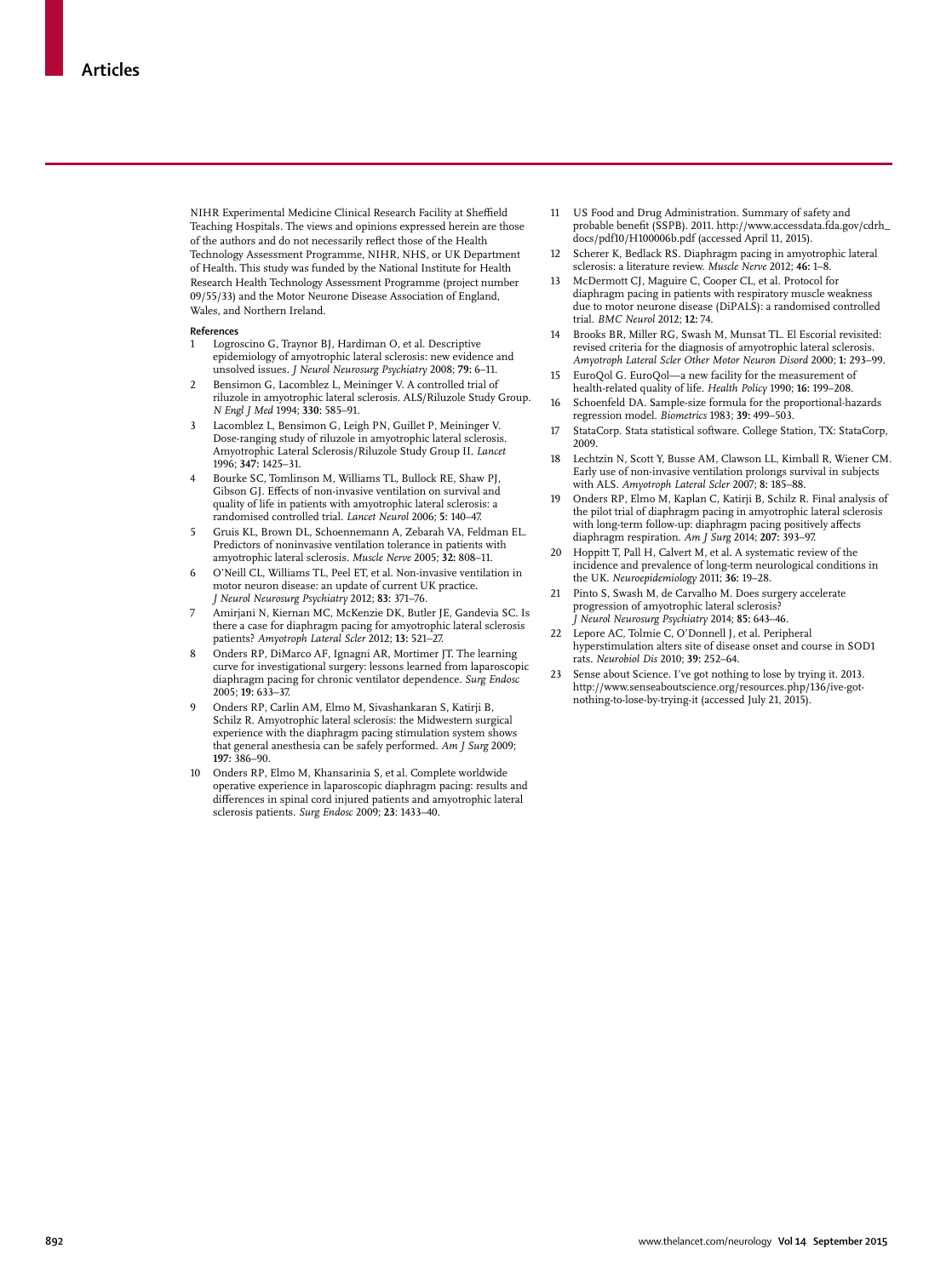NIHR Experimental Medicine Clinical Research Facility at Sheffield Teaching Hospitals. The views and opinions expressed herein are those of the authors and do not necessarily reflect those of the Health Technology Assessment Programme, NIHR, NHS, or UK Department of Health. This study was funded by the National Institute for Health Research Health Technology Assessment Programme (project number 09/55/33) and the Motor Neurone Disease Association of England, Wales, and Northern Ireland.

#### References

1. Logroscino G, Traynor BJ, Hardiman O, et al. Descriptive epidemiology of amyotrophic lateral sclerosis: new evidence and unsolved issues. *J Neurol Neurosurg Psychiatry* 2008; **79:** 6–11.
2. Bensimon G, Lacomblez L, Meininger V. A controlled trial of riluzole in amyotrophic lateral sclerosis. ALS/Riluzole Study Group. *N Engl J Med* 1994; **330:** 585–91.
3. Lacomblez L, Bensimon G, Leigh PN, Guillet P, Meininger V. Dose-ranging study of riluzole in amyotrophic lateral sclerosis. Amyotrophic Lateral Sclerosis/Riluzole Study Group II. *Lancet* 1996; **347:** 1425–31.
4. Bourke SC, Tomlinson M, Williams TL, Bullock RE, Shaw PJ, Gibson GJ. Effects of non-invasive ventilation on survival and quality of life in patients with amyotrophic lateral sclerosis: a randomised controlled trial. *Lancet Neurol* 2006; **5:** 140–47.
5. Gruis KL, Brown DL, Schoennemann A, Zebarah VA, Feldman EL. Predictors of noninvasive ventilation tolerance in patients with amyotrophic lateral sclerosis. *Muscle Nerve* 2005; **32:** 808–11.
6. O'Neill CL, Williams TL, Peel ET, et al. Non-invasive ventilation in motor neuron disease: an update of current UK practice. *J Neurol Neurosurg Psychiatry* 2012; **83:** 371–76.
7. Amirjani N, Kiernan MC, McKenzie DK, Butler JE, Gandevia SC. Is there a case for diaphragm pacing for amyotrophic lateral sclerosis patients? *Amyotroph Lateral Scler* 2012; **13:** 521–27.
8. Onders RP, DiMarco AF, Ignagni AR, Mortimer JT. The learning curve for investigational surgery: lessons learned from laparoscopic diaphragm pacing for chronic ventilator dependence. *Surg Endosc* 2005; **19:** 633–37.
9. Onders RP, Carlin AM, Elmo M, Sivashankaran S, Katirji B, Schilz R. Amyotrophic lateral sclerosis: the Midwestern surgical experience with the diaphragm pacing stimulation system shows that general anesthesia can be safely performed. *Am J Surg* 2009; **197:** 386–90.
10. Onders RP, Elmo M, Khansarinia S, et al. Complete worldwide operative experience in laparoscopic diaphragm pacing: results and differences in spinal cord injured patients and amyotrophic lateral sclerosis patients. *Surg Endosc* 2009; **23**: 1433–40.
11. US Food and Drug Administration. Summary of safety and probable benefit (SSPB). 2011. http://www.accessdata.fda.gov/cdrh_docs/pdf10/H100006b.pdf (accessed April 11, 2015).
12. Scherer K, Bedlack RS. Diaphragm pacing in amyotrophic lateral sclerosis: a literature review. *Muscle Nerve* 2012; **46:** 1–8.
13. McDermott CJ, Maguire C, Cooper CL, et al. Protocol for diaphragm pacing in patients with respiratory muscle weakness due to motor neurone disease (DiPALS): a randomised controlled trial. *BMC Neurol* 2012; **12:** 74.
14. Brooks BR, Miller RG, Swash M, Munsat TL. El Escorial revisited: revised criteria for the diagnosis of amyotrophic lateral sclerosis. *Amyotroph Lateral Scler Other Motor Neuron Disord* 2000; **1:** 293–99.
15. EuroQol G. EuroQol—a new facility for the measurement of health-related quality of life. *Health Policy* 1990; **16:** 199–208.
16. Schoenfeld DA. Sample-size formula for the proportional-hazards regression model. *Biometrics* 1983; **39:** 499–503.
17. StataCorp. Stata statistical software. College Station, TX: StataCorp, 2009.
18. Lechtzin N, Scott Y, Busse AM, Clawson LL, Kimball R, Wiener CM. Early use of non-invasive ventilation prolongs survival in subjects with ALS. *Amyotroph Lateral Scler* 2007; **8:** 185–88.
19. Onders RP, Elmo M, Kaplan C, Katirji B, Schilz R. Final analysis of the pilot trial of diaphragm pacing in amyotrophic lateral sclerosis with long-term follow-up: diaphragm pacing positively affects diaphragm respiration. *Am J Surg* 2014; **207:** 393–97.
20. Hoppitt T, Pall H, Calvert M, et al. A systematic review of the incidence and prevalence of long-term neurological conditions in the UK. *Neuroepidemiology* 2011; **36:** 19–28.
21. Pinto S, Swash M, de Carvalho M. Does surgery accelerate progression of amyotrophic lateral sclerosis? *J Neurol Neurosurg Psychiatry* 2014; **85:** 643–46.
22. Lepore AC, Tolmie C, O'Donnell J, et al. Peripheral hyperstimulation alters site of disease onset and course in SOD1 rats. *Neurobiol Dis* 2010; **39:** 252–64.
23. Sense about Science. I've got nothing to lose by trying it. 2013. http://www.senseaboutscience.org/resources.php/136/ive-got-nothing-to-lose-by-trying-it (accessed July 21, 2015).